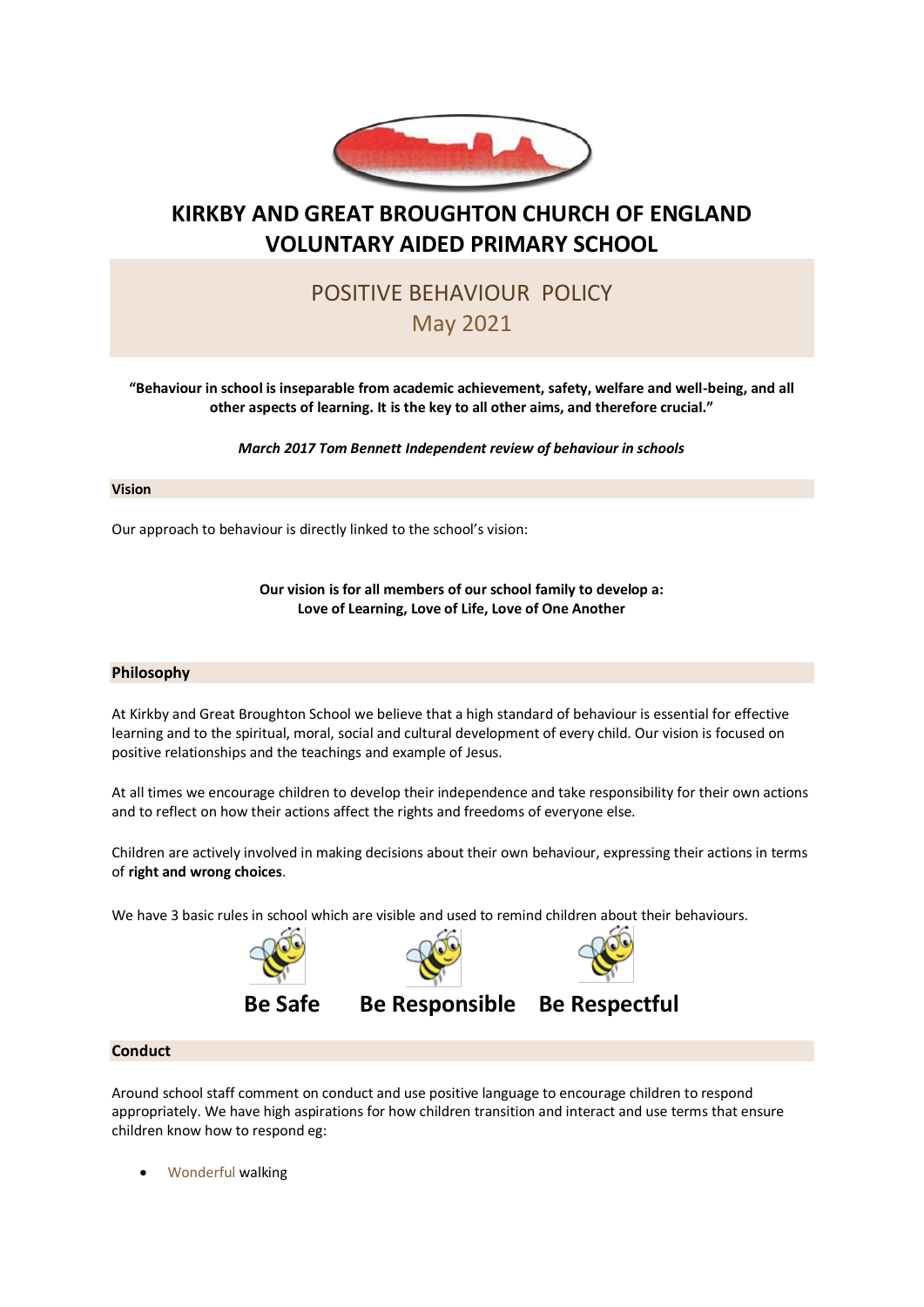# KIRKBY AND GREAT BROUGHTON CHURCH OF ENGLAND VOLUNTARY AIDED PRIMARY SCHOOL

## POSITIVE BEHAVIOUR POLICY

May 2021

**"Behaviour in school is inseparable from academic achievement, safety, welfare and well-being, and all other aspects of learning. It is the key to all other aims, and therefore crucial."**

***March 2017 Tom Bennett Independent review of behaviour in schools***

### Vision

Our approach to behaviour is directly linked to the school's vision:

**Our vision is for all members of our school family to develop a:**
**Love of Learning, Love of Life, Love of One Another**

### Philosophy

At Kirkby and Great Broughton School we believe that a high standard of behaviour is essential for effective learning and to the spiritual, moral, social and cultural development of every child. Our vision is focused on positive relationships and the teachings and example of Jesus.

At all times we encourage children to develop their independence and take responsibility for their own actions and to reflect on how their actions affect the rights and freedoms of everyone else.

Children are actively involved in making decisions about their own behaviour, expressing their actions in terms of **right and wrong choices**.

We have 3 basic rules in school which are visible and used to remind children about their behaviours.

**Be Safe** **Be Responsible** **Be Respectful**

### Conduct

Around school staff comment on conduct and use positive language to encourage children to respond appropriately. We have high aspirations for how children transition and interact and use terms that ensure children know how to respond eg:

- Wonderful walking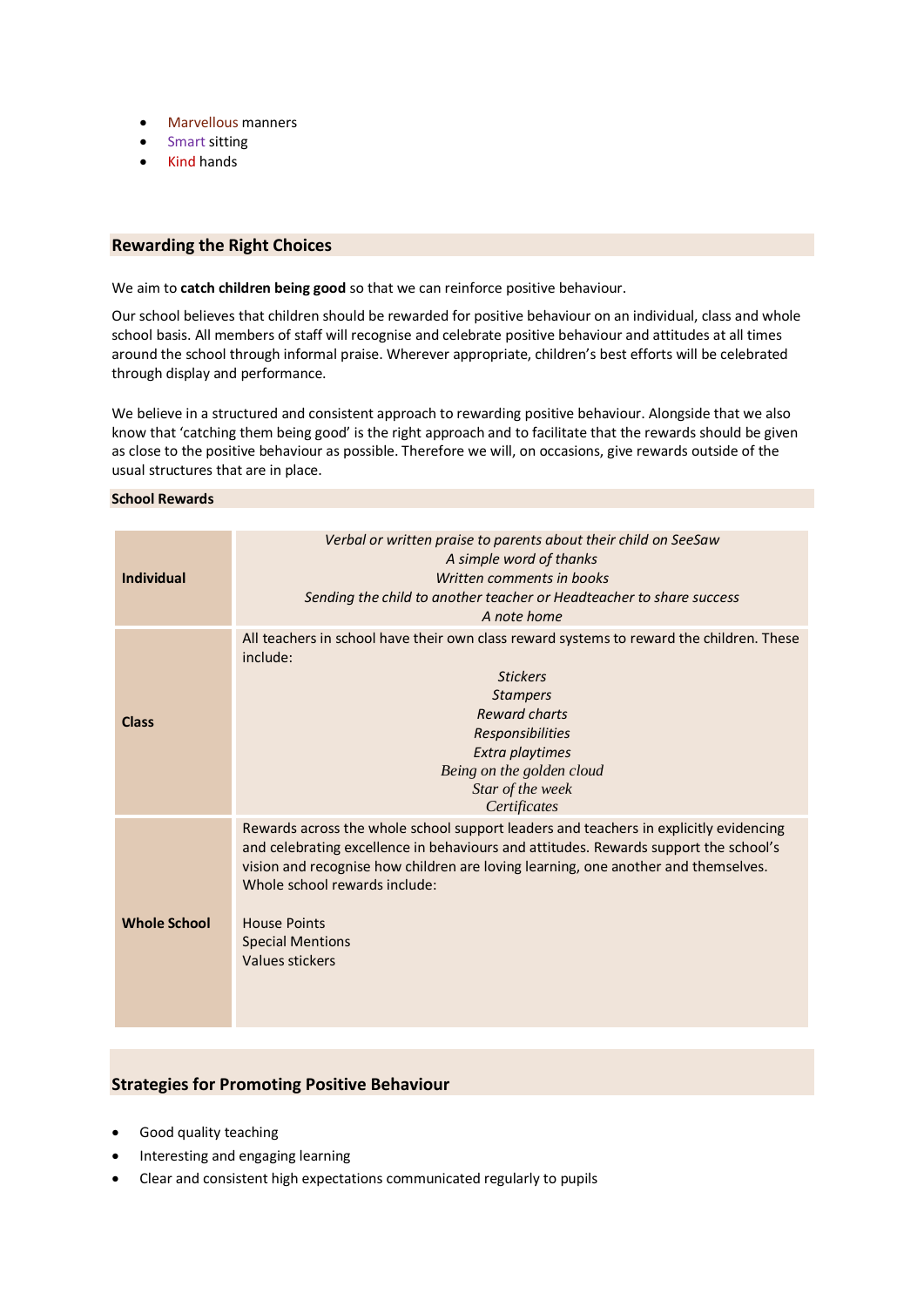- Marvellous manners
- Smart sitting
- Kind hands

## Rewarding the Right Choices

We aim to **catch children being good** so that we can reinforce positive behaviour.

Our school believes that children should be rewarded for positive behaviour on an individual, class and whole school basis. All members of staff will recognise and celebrate positive behaviour and attitudes at all times around the school through informal praise. Wherever appropriate, children's best efforts will be celebrated through display and performance.

We believe in a structured and consistent approach to rewarding positive behaviour. Alongside that we also know that 'catching them being good' is the right approach and to facilitate that the rewards should be given as close to the positive behaviour as possible. Therefore we will, on occasions, give rewards outside of the usual structures that are in place.

### School Rewards

| | |
|---|---|
| **Individual** | *Verbal or written praise to parents about their child on SeeSaw*<br>*A simple word of thanks*<br>*Written comments in books*<br>*Sending the child to another teacher or Headteacher to share success*<br>*A note home* |
| **Class** | All teachers in school have their own class reward systems to reward the children. These include:<br>*Stickers*<br>*Stampers*<br>*Reward charts*<br>*Responsibilities*<br>*Extra playtimes*<br>*Being on the golden cloud*<br>*Star of the week*<br>*Certificates* |
| **Whole School** | Rewards across the whole school support leaders and teachers in explicitly evidencing and celebrating excellence in behaviours and attitudes. Rewards support the school's vision and recognise how children are loving learning, one another and themselves. Whole school rewards include:<br><br>House Points<br>Special Mentions<br>Values stickers |

## Strategies for Promoting Positive Behaviour

- Good quality teaching
- Interesting and engaging learning
- Clear and consistent high expectations communicated regularly to pupils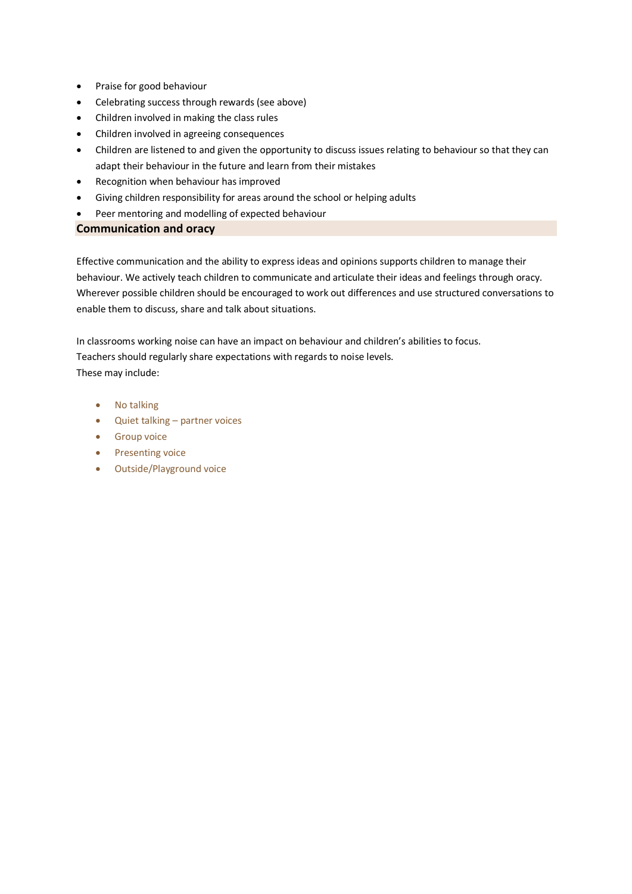- Praise for good behaviour
- Celebrating success through rewards (see above)
- Children involved in making the class rules
- Children involved in agreeing consequences
- Children are listened to and given the opportunity to discuss issues relating to behaviour so that they can adapt their behaviour in the future and learn from their mistakes
- Recognition when behaviour has improved
- Giving children responsibility for areas around the school or helping adults
- Peer mentoring and modelling of expected behaviour

## Communication and oracy

Effective communication and the ability to express ideas and opinions supports children to manage their behaviour. We actively teach children to communicate and articulate their ideas and feelings through oracy. Wherever possible children should be encouraged to work out differences and use structured conversations to enable them to discuss, share and talk about situations.

In classrooms working noise can have an impact on behaviour and children's abilities to focus.
Teachers should regularly share expectations with regards to noise levels.
These may include:

- No talking
- Quiet talking – partner voices
- Group voice
- Presenting voice
- Outside/Playground voice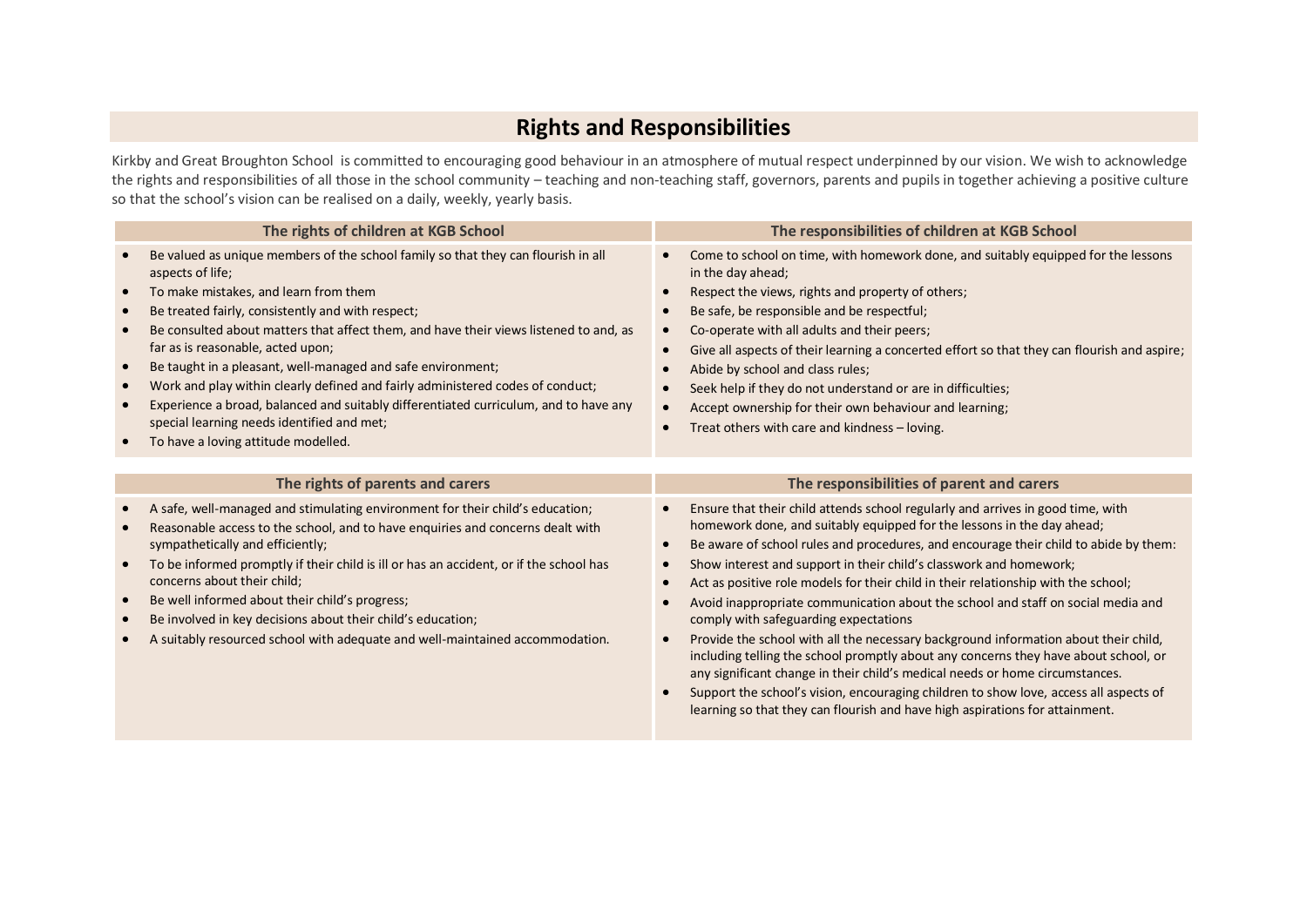## Rights and Responsibilities

Kirkby and Great Broughton School is committed to encouraging good behaviour in an atmosphere of mutual respect underpinned by our vision. We wish to acknowledge the rights and responsibilities of all those in the school community – teaching and non-teaching staff, governors, parents and pupils in together achieving a positive culture so that the school's vision can be realised on a daily, weekly, yearly basis.

| The rights of children at KGB School | The responsibilities of children at KGB School |
| --- | --- |
| • Be valued as unique members of the school family so that they can flourish in all aspects of life;<br>• To make mistakes, and learn from them<br>• Be treated fairly, consistently and with respect;<br>• Be consulted about matters that affect them, and have their views listened to and, as far as is reasonable, acted upon;<br>• Be taught in a pleasant, well-managed and safe environment;<br>• Work and play within clearly defined and fairly administered codes of conduct;<br>• Experience a broad, balanced and suitably differentiated curriculum, and to have any special learning needs identified and met;<br>• To have a loving attitude modelled. | • Come to school on time, with homework done, and suitably equipped for the lessons in the day ahead;<br>• Respect the views, rights and property of others;<br>• Be safe, be responsible and be respectful;<br>• Co-operate with all adults and their peers;<br>• Give all aspects of their learning a concerted effort so that they can flourish and aspire;<br>• Abide by school and class rules;<br>• Seek help if they do not understand or are in difficulties;<br>• Accept ownership for their own behaviour and learning;<br>• Treat others with care and kindness – loving. |

| The rights of parents and carers | The responsibilities of parent and carers |
| --- | --- |
| • A safe, well-managed and stimulating environment for their child's education;<br>• Reasonable access to the school, and to have enquiries and concerns dealt with sympathetically and efficiently;<br>• To be informed promptly if their child is ill or has an accident, or if the school has concerns about their child;<br>• Be well informed about their child's progress;<br>• Be involved in key decisions about their child's education;<br>• A suitably resourced school with adequate and well-maintained accommodation. | • Ensure that their child attends school regularly and arrives in good time, with homework done, and suitably equipped for the lessons in the day ahead;<br>• Be aware of school rules and procedures, and encourage their child to abide by them:<br>• Show interest and support in their child's classwork and homework;<br>• Act as positive role models for their child in their relationship with the school;<br>• Avoid inappropriate communication about the school and staff on social media and comply with safeguarding expectations<br>• Provide the school with all the necessary background information about their child, including telling the school promptly about any concerns they have about school, or any significant change in their child's medical needs or home circumstances.<br>• Support the school's vision, encouraging children to show love, access all aspects of learning so that they can flourish and have high aspirations for attainment. |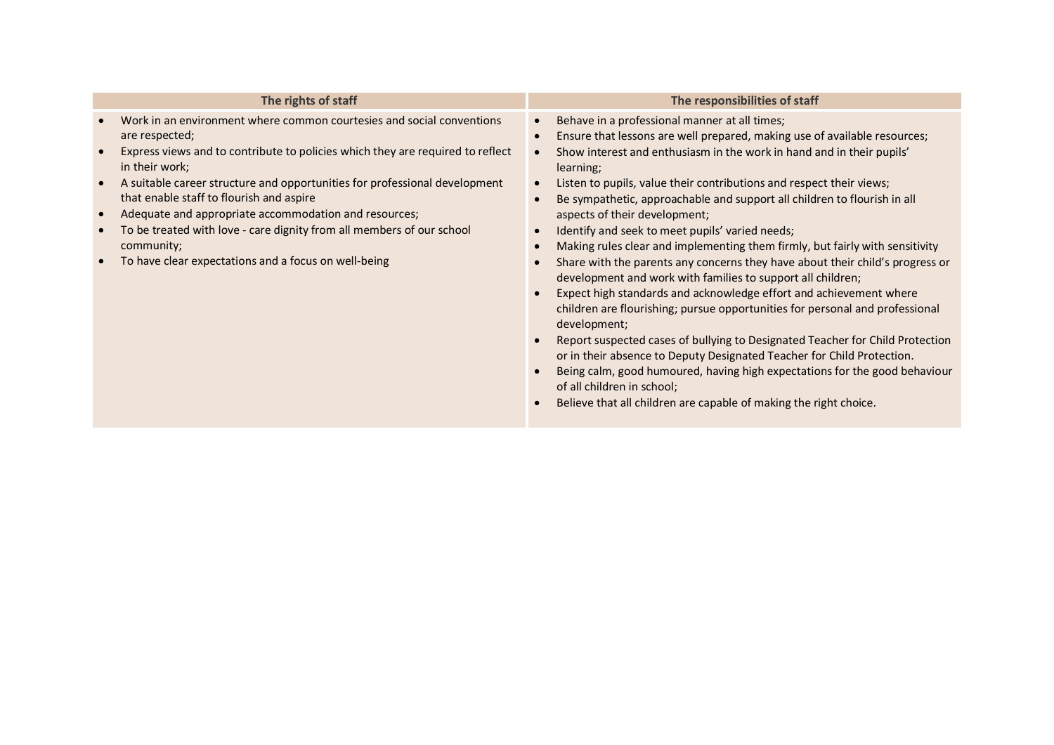| The rights of staff | The responsibilities of staff |
| --- | --- |
| • Work in an environment where common courtesies and social conventions are respected;<br>• Express views and to contribute to policies which they are required to reflect in their work;<br>• A suitable career structure and opportunities for professional development that enable staff to flourish and aspire<br>• Adequate and appropriate accommodation and resources;<br>• To be treated with love - care dignity from all members of our school community;<br>• To have clear expectations and a focus on well-being | • Behave in a professional manner at all times;<br>• Ensure that lessons are well prepared, making use of available resources;<br>• Show interest and enthusiasm in the work in hand and in their pupils' learning;<br>• Listen to pupils, value their contributions and respect their views;<br>• Be sympathetic, approachable and support all children to flourish in all aspects of their development;<br>• Identify and seek to meet pupils' varied needs;<br>• Making rules clear and implementing them firmly, but fairly with sensitivity<br>• Share with the parents any concerns they have about their child's progress or development and work with families to support all children;<br>• Expect high standards and acknowledge effort and achievement where children are flourishing; pursue opportunities for personal and professional development;<br>• Report suspected cases of bullying to Designated Teacher for Child Protection or in their absence to Deputy Designated Teacher for Child Protection.<br>• Being calm, good humoured, having high expectations for the good behaviour of all children in school;<br>• Believe that all children are capable of making the right choice. |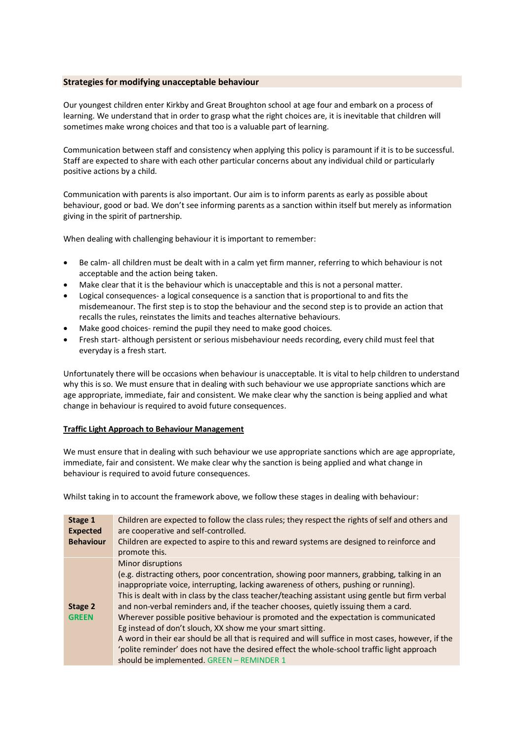## Strategies for modifying unacceptable behaviour

Our youngest children enter Kirkby and Great Broughton school at age four and embark on a process of learning. We understand that in order to grasp what the right choices are, it is inevitable that children will sometimes make wrong choices and that too is a valuable part of learning.

Communication between staff and consistency when applying this policy is paramount if it is to be successful. Staff are expected to share with each other particular concerns about any individual child or particularly positive actions by a child.

Communication with parents is also important. Our aim is to inform parents as early as possible about behaviour, good or bad. We don't see informing parents as a sanction within itself but merely as information giving in the spirit of partnership.

When dealing with challenging behaviour it is important to remember:

- Be calm- all children must be dealt with in a calm yet firm manner, referring to which behaviour is not acceptable and the action being taken.
- Make clear that it is the behaviour which is unacceptable and this is not a personal matter.
- Logical consequences- a logical consequence is a sanction that is proportional to and fits the misdemeanour. The first step is to stop the behaviour and the second step is to provide an action that recalls the rules, reinstates the limits and teaches alternative behaviours.
- Make good choices- remind the pupil they need to make good choices.
- Fresh start- although persistent or serious misbehaviour needs recording, every child must feel that everyday is a fresh start.

Unfortunately there will be occasions when behaviour is unacceptable. It is vital to help children to understand why this is so. We must ensure that in dealing with such behaviour we use appropriate sanctions which are age appropriate, immediate, fair and consistent. We make clear why the sanction is being applied and what change in behaviour is required to avoid future consequences.

### Traffic Light Approach to Behaviour Management

We must ensure that in dealing with such behaviour we use appropriate sanctions which are age appropriate, immediate, fair and consistent. We make clear why the sanction is being applied and what change in behaviour is required to avoid future consequences.

Whilst taking in to account the framework above, we follow these stages in dealing with behaviour:

| Stage | Description |
|---|---|
| **Stage 1 Expected Behaviour** | Children are expected to follow the class rules; they respect the rights of self and others and are cooperative and self-controlled.<br>Children are expected to aspire to this and reward systems are designed to reinforce and promote this. |
| **Stage 2 GREEN** | Minor disruptions<br>(e.g. distracting others, poor concentration, showing poor manners, grabbing, talking in an inappropriate voice, interrupting, lacking awareness of others, pushing or running).<br>This is dealt with in class by the class teacher/teaching assistant using gentle but firm verbal and non-verbal reminders and, if the teacher chooses, quietly issuing them a card.<br>Wherever possible positive behaviour is promoted and the expectation is communicated Eg instead of don't slouch, XX show me your smart sitting.<br>A word in their ear should be all that is required and will suffice in most cases, however, if the 'polite reminder' does not have the desired effect the whole-school traffic light approach should be implemented. GREEN – REMINDER 1 |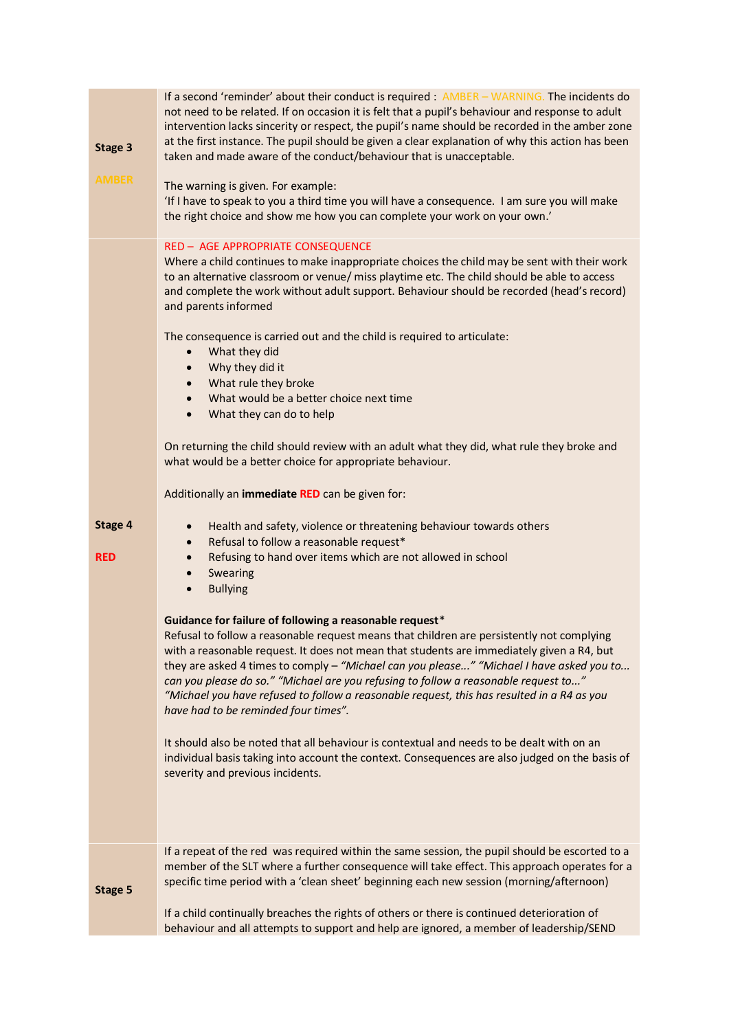| | |
|---|---|
| **Stage 3**<br><br>AMBER | If a second 'reminder' about their conduct is required : AMBER – WARNING. The incidents do not need to be related. If on occasion it is felt that a pupil's behaviour and response to adult intervention lacks sincerity or respect, the pupil's name should be recorded in the amber zone at the first instance. The pupil should be given a clear explanation of why this action has been taken and made aware of the conduct/behaviour that is unacceptable.<br><br>The warning is given. For example:<br>'If I have to speak to you a third time you will have a consequence. I am sure you will make the right choice and show me how you can complete your work on your own.' |
| **Stage 4**<br><br>**RED** | RED – AGE APPROPRIATE CONSEQUENCE<br>Where a child continues to make inappropriate choices the child may be sent with their work to an alternative classroom or venue/ miss playtime etc. The child should be able to access and complete the work without adult support. Behaviour should be recorded (head's record) and parents informed<br><br>The consequence is carried out and the child is required to articulate:<br>• What they did<br>• Why they did it<br>• What rule they broke<br>• What would be a better choice next time<br>• What they can do to help<br><br>On returning the child should review with an adult what they did, what rule they broke and what would be a better choice for appropriate behaviour.<br><br>Additionally an **immediate RED** can be given for:<br><br>• Health and safety, violence or threatening behaviour towards others<br>• Refusal to follow a reasonable request*<br>• Refusing to hand over items which are not allowed in school<br>• Swearing<br>• Bullying<br><br>**Guidance for failure of following a reasonable request***<br>Refusal to follow a reasonable request means that children are persistently not complying with a reasonable request. It does not mean that students are immediately given a R4, but they are asked 4 times to comply – *"Michael can you please..." "Michael I have asked you to... can you please do so." "Michael are you refusing to follow a reasonable request to..." "Michael you have refused to follow a reasonable request, this has resulted in a R4 as you have had to be reminded four times".*<br><br>It should also be noted that all behaviour is contextual and needs to be dealt with on an individual basis taking into account the context. Consequences are also judged on the basis of severity and previous incidents. |
| **Stage 5** | If a repeat of the red was required within the same session, the pupil should be escorted to a member of the SLT where a further consequence will take effect. This approach operates for a specific time period with a 'clean sheet' beginning each new session (morning/afternoon)<br><br>If a child continually breaches the rights of others or there is continued deterioration of behaviour and all attempts to support and help are ignored, a member of leadership/SEND |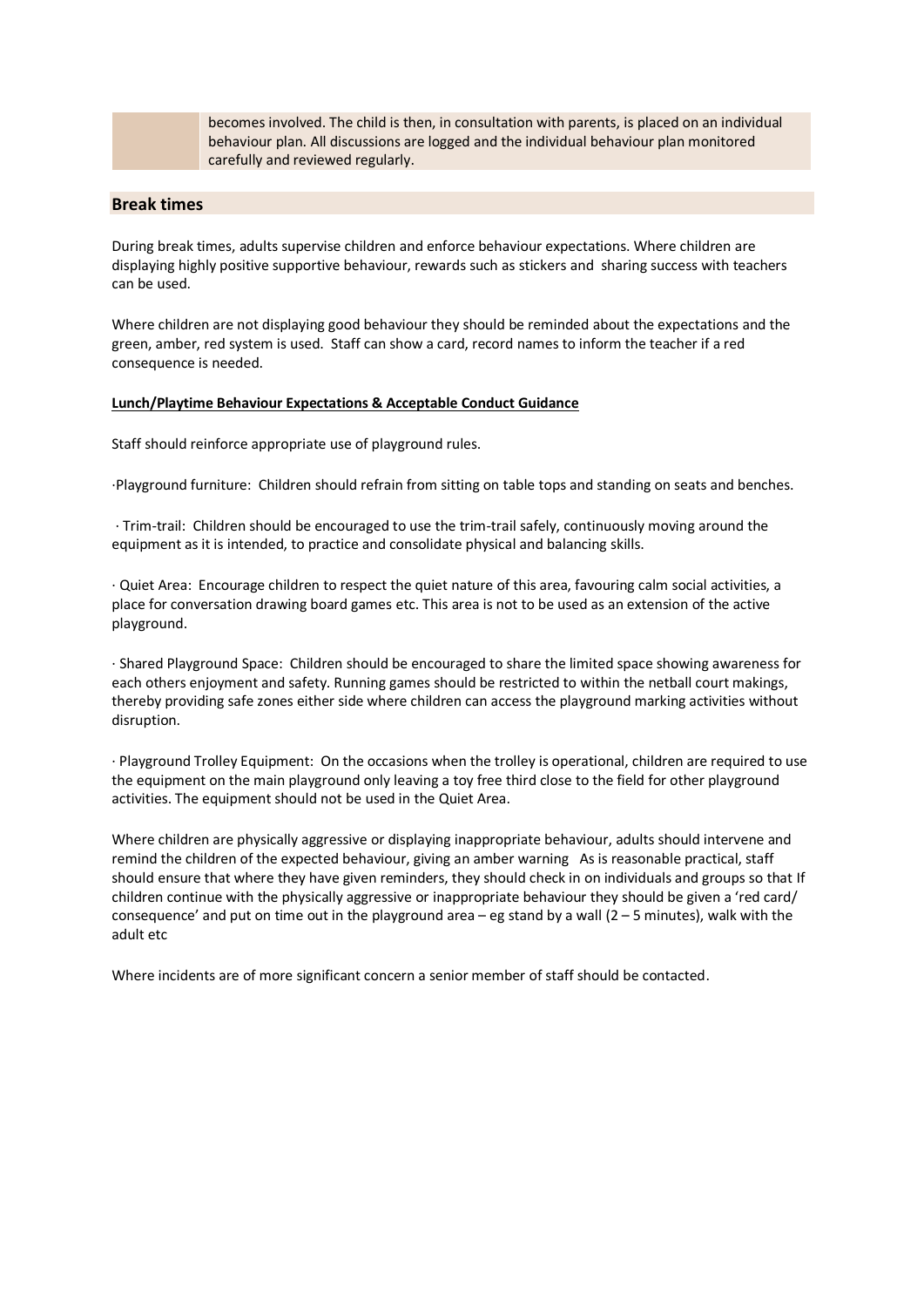| | becomes involved. The child is then, in consultation with parents, is placed on an individual behaviour plan. All discussions are logged and the individual behaviour plan monitored carefully and reviewed regularly. |
|---|---|

## Break times

During break times, adults supervise children and enforce behaviour expectations. Where children are displaying highly positive supportive behaviour, rewards such as stickers and sharing success with teachers can be used.

Where children are not displaying good behaviour they should be reminded about the expectations and the green, amber, red system is used. Staff can show a card, record names to inform the teacher if a red consequence is needed.

**Lunch/Playtime Behaviour Expectations & Acceptable Conduct Guidance**

Staff should reinforce appropriate use of playground rules.

·Playground furniture: Children should refrain from sitting on table tops and standing on seats and benches.

· Trim-trail: Children should be encouraged to use the trim-trail safely, continuously moving around the equipment as it is intended, to practice and consolidate physical and balancing skills.

· Quiet Area: Encourage children to respect the quiet nature of this area, favouring calm social activities, a place for conversation drawing board games etc. This area is not to be used as an extension of the active playground.

· Shared Playground Space: Children should be encouraged to share the limited space showing awareness for each others enjoyment and safety. Running games should be restricted to within the netball court makings, thereby providing safe zones either side where children can access the playground marking activities without disruption.

· Playground Trolley Equipment: On the occasions when the trolley is operational, children are required to use the equipment on the main playground only leaving a toy free third close to the field for other playground activities. The equipment should not be used in the Quiet Area.

Where children are physically aggressive or displaying inappropriate behaviour, adults should intervene and remind the children of the expected behaviour, giving an amber warning As is reasonable practical, staff should ensure that where they have given reminders, they should check in on individuals and groups so that If children continue with the physically aggressive or inappropriate behaviour they should be given a 'red card/ consequence' and put on time out in the playground area – eg stand by a wall (2 – 5 minutes), walk with the adult etc

Where incidents are of more significant concern a senior member of staff should be contacted.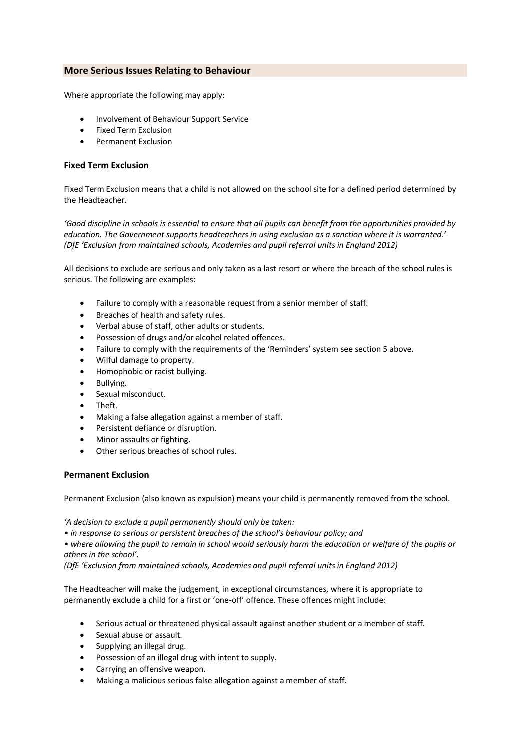## More Serious Issues Relating to Behaviour

Where appropriate the following may apply:

- Involvement of Behaviour Support Service
- Fixed Term Exclusion
- Permanent Exclusion

### Fixed Term Exclusion

Fixed Term Exclusion means that a child is not allowed on the school site for a defined period determined by the Headteacher.

*'Good discipline in schools is essential to ensure that all pupils can benefit from the opportunities provided by education. The Government supports headteachers in using exclusion as a sanction where it is warranted.' (DfE 'Exclusion from maintained schools, Academies and pupil referral units in England 2012)*

All decisions to exclude are serious and only taken as a last resort or where the breach of the school rules is serious. The following are examples:

- Failure to comply with a reasonable request from a senior member of staff.
- Breaches of health and safety rules.
- Verbal abuse of staff, other adults or students.
- Possession of drugs and/or alcohol related offences.
- Failure to comply with the requirements of the 'Reminders' system see section 5 above.
- Wilful damage to property.
- Homophobic or racist bullying.
- Bullying.
- Sexual misconduct.
- Theft.
- Making a false allegation against a member of staff.
- Persistent defiance or disruption.
- Minor assaults or fighting.
- Other serious breaches of school rules.

### Permanent Exclusion

Permanent Exclusion (also known as expulsion) means your child is permanently removed from the school.

*'A decision to exclude a pupil permanently should only be taken:*
*• in response to serious or persistent breaches of the school's behaviour policy; and*
*• where allowing the pupil to remain in school would seriously harm the education or welfare of the pupils or others in the school'.*
*(DfE 'Exclusion from maintained schools, Academies and pupil referral units in England 2012)*

The Headteacher will make the judgement, in exceptional circumstances, where it is appropriate to permanently exclude a child for a first or 'one-off' offence. These offences might include:

- Serious actual or threatened physical assault against another student or a member of staff.
- Sexual abuse or assault.
- Supplying an illegal drug.
- Possession of an illegal drug with intent to supply.
- Carrying an offensive weapon.
- Making a malicious serious false allegation against a member of staff.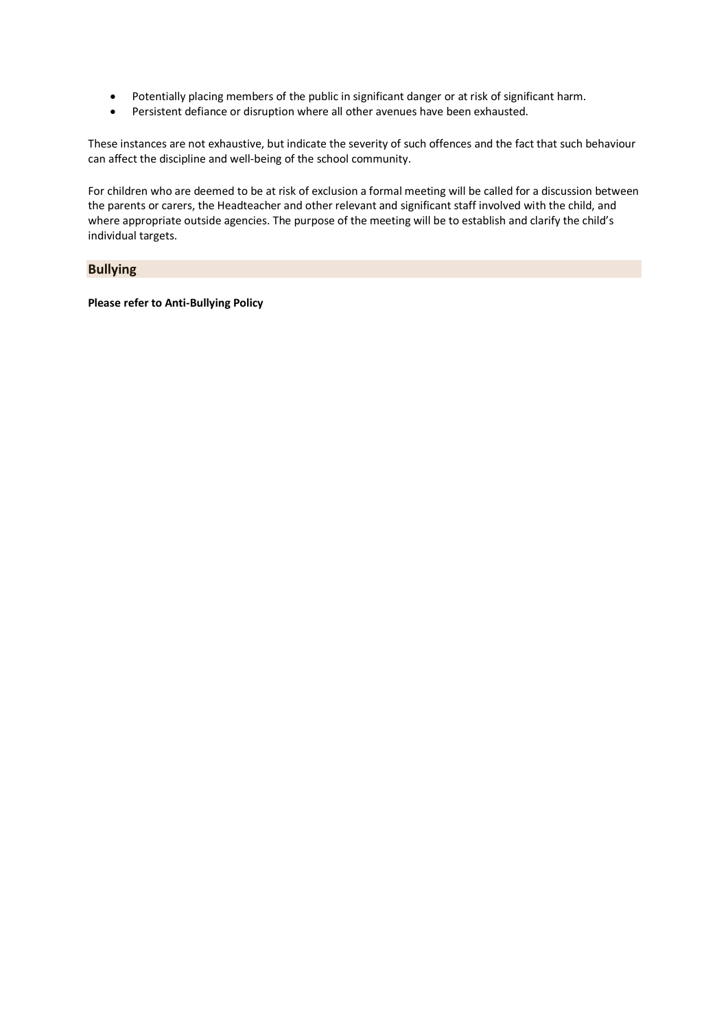- Potentially placing members of the public in significant danger or at risk of significant harm.
- Persistent defiance or disruption where all other avenues have been exhausted.

These instances are not exhaustive, but indicate the severity of such offences and the fact that such behaviour can affect the discipline and well-being of the school community.

For children who are deemed to be at risk of exclusion a formal meeting will be called for a discussion between the parents or carers, the Headteacher and other relevant and significant staff involved with the child, and where appropriate outside agencies. The purpose of the meeting will be to establish and clarify the child's individual targets.

## Bullying

**Please refer to Anti-Bullying Policy**